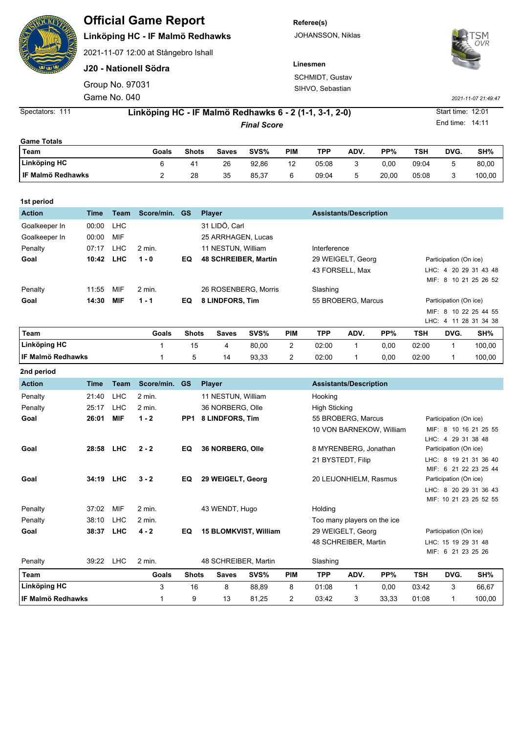# Official Game Report

**Linköping HC - IF Malmö Redhawks**

2021-11-07 12:00 at Stångebro Ishall

**J20 - Nationell Södra**

Group No. 97031

Game No. 040

**Referee(s)**

JOHANSSON, Niklas

**Linesmen**

SCHMIDT, Gustav

SIHVO, Sebastian

*2021-11-07 21:49:47*

Spectators: 111

## Linköping HC - IF Malmö Redhawks 6 - 2 (1-1, 3-1, 2-0)

***Final Score***

Start time: 12:01

End time: 14:11

### Game Totals

| Team | Goals | Shots | Saves | SVS% | PIM | TPP | ADV. | PP% | TSH | DVG. | SH% |
|---|---|---|---|---|---|---|---|---|---|---|---|
| **Linköping HC** | 6 | 41 | 26 | 92,86 | 12 | 05:08 | 3 | 0,00 | 09:04 | 5 | 80,00 |
| **IF Malmö Redhawks** | 2 | 28 | 35 | 85,37 | 6 | 09:04 | 5 | 20,00 | 05:08 | 3 | 100,00 |

### 1st period

| Action | Time | Team | Score/min. | GS | Player | Assistants/Description | |
|---|---|---|---|---|---|---|---|
| Goalkeeper In | 00:00 | LHC | | | 31 LIDÖ, Carl | | |
| Goalkeeper In | 00:00 | MIF | | | 25 ARRHAGEN, Lucas | | |
| Penalty | 07:17 | LHC | 2 min. | | 11 NESTUN, William | Interference | |
| **Goal** | **10:42** | **LHC** | **1 - 0** | **EQ** | **48 SCHREIBER, Martin** | 29 WEIGELT, Georg<br>43 FORSELL, Max | Participation (On ice)<br>LHC: 4 20 29 31 43 48<br>MIF: 8 10 21 25 26 52 |
| Penalty | 11:55 | MIF | 2 min. | | 26 ROSENBERG, Morris | Slashing | |
| **Goal** | **14:30** | **MIF** | **1 - 1** | **EQ** | **8 LINDFORS, Tim** | 55 BROBERG, Marcus | Participation (On ice)<br>MIF: 8 10 22 25 44 55<br>LHC: 4 11 28 31 34 38 |

| Team | Goals | Shots | Saves | SVS% | PIM | TPP | ADV. | PP% | TSH | DVG. | SH% |
|---|---|---|---|---|---|---|---|---|---|---|---|
| **Linköping HC** | 1 | 15 | 4 | 80,00 | 2 | 02:00 | 1 | 0,00 | 02:00 | 1 | 100,00 |
| **IF Malmö Redhawks** | 1 | 5 | 14 | 93,33 | 2 | 02:00 | 1 | 0,00 | 02:00 | 1 | 100,00 |

### 2nd period

| Action | Time | Team | Score/min. | GS | Player | Assistants/Description | |
|---|---|---|---|---|---|---|---|
| Penalty | 21:40 | LHC | 2 min. | | 11 NESTUN, William | Hooking | |
| Penalty | 25:17 | LHC | 2 min. | | 36 NORBERG, Olle | High Sticking | |
| **Goal** | **26:01** | **MIF** | **1 - 2** | **PP1** | **8 LINDFORS, Tim** | 55 BROBERG, Marcus<br>10 VON BARNEKOW, William | Participation (On ice)<br>MIF: 8 10 16 21 25 55<br>LHC: 4 29 31 38 48 |
| **Goal** | **28:58** | **LHC** | **2 - 2** | **EQ** | **36 NORBERG, Olle** | 8 MYRENBERG, Jonathan<br>21 BYSTEDT, Filip | Participation (On ice)<br>LHC: 8 19 21 31 36 40<br>MIF: 6 21 22 23 25 44 |
| **Goal** | **34:19** | **LHC** | **3 - 2** | **EQ** | **29 WEIGELT, Georg** | 20 LEIJONHIELM, Rasmus | Participation (On ice)<br>LHC: 8 20 29 31 36 43<br>MIF: 10 21 23 25 52 55 |
| Penalty | 37:02 | MIF | 2 min. | | 43 WENDT, Hugo | Holding | |
| Penalty | 38:10 | LHC | 2 min. | | | Too many players on the ice | |
| **Goal** | **38:37** | **LHC** | **4 - 2** | **EQ** | **15 BLOMKVIST, William** | 29 WEIGELT, Georg<br>48 SCHREIBER, Martin | Participation (On ice)<br>LHC: 15 19 29 31 48<br>MIF: 6 21 23 25 26 |
| Penalty | 39:22 | LHC | 2 min. | | 48 SCHREIBER, Martin | Slashing | |

| Team | Goals | Shots | Saves | SVS% | PIM | TPP | ADV. | PP% | TSH | DVG. | SH% |
|---|---|---|---|---|---|---|---|---|---|---|---|
| **Linköping HC** | 3 | 16 | 8 | 88,89 | 8 | 01:08 | 1 | 0,00 | 03:42 | 3 | 66,67 |
| **IF Malmö Redhawks** | 1 | 9 | 13 | 81,25 | 2 | 03:42 | 3 | 33,33 | 01:08 | 1 | 100,00 |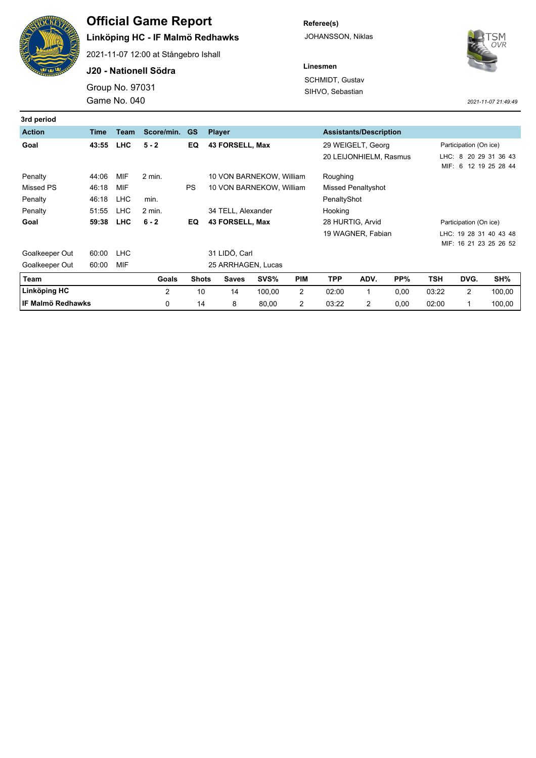# Official Game Report

**Linköping HC - IF Malmö Redhawks**

2021-11-07 12:00 at Stångebro Ishall

**J20 - Nationell Södra**

Group No. 97031

Game No. 040

**Referee(s)**

JOHANSSON, Niklas

**Linesmen**

SCHMIDT, Gustav

SIHVO, Sebastian

*2021-11-07 21:49:49*

**3rd period**

| Action | Time | Team | Score/min. | GS | Player | Assistants/Description | |
|---|---|---|---|---|---|---|---|
| **Goal** | **43:55** | **LHC** | **5 - 2** | **EQ** | **43 FORSELL, Max** | 29 WEIGELT, Georg | Participation (On ice) |
| | | | | | | 20 LEIJONHIELM, Rasmus | LHC: 8 20 29 31 36 43 MIF: 6 12 19 25 28 44 |
| Penalty | 44:06 | MIF | 2 min. | | 10 VON BARNEKOW, William | Roughing | |
| Missed PS | 46:18 | MIF | | PS | 10 VON BARNEKOW, William | Missed Penaltyshot | |
| Penalty | 46:18 | LHC | min. | | | PenaltyShot | |
| Penalty | 51:55 | LHC | 2 min. | | 34 TELL, Alexander | Hooking | |
| **Goal** | **59:38** | **LHC** | **6 - 2** | **EQ** | **43 FORSELL, Max** | 28 HURTIG, Arvid | Participation (On ice) |
| | | | | | | 19 WAGNER, Fabian | LHC: 19 28 31 40 43 48 MIF: 16 21 23 25 26 52 |
| Goalkeeper Out | 60:00 | LHC | | | 31 LIDÖ, Carl | | |
| Goalkeeper Out | 60:00 | MIF | | | 25 ARRHAGEN, Lucas | | |

| Team | Goals | Shots | Saves | SVS% | PIM | TPP | ADV. | PP% | TSH | DVG. | SH% |
|---|---|---|---|---|---|---|---|---|---|---|---|
| **Linköping HC** | 2 | 10 | 14 | 100,00 | 2 | 02:00 | 1 | 0,00 | 03:22 | 2 | 100,00 |
| **IF Malmö Redhawks** | 0 | 14 | 8 | 80,00 | 2 | 03:22 | 2 | 0,00 | 02:00 | 1 | 100,00 |